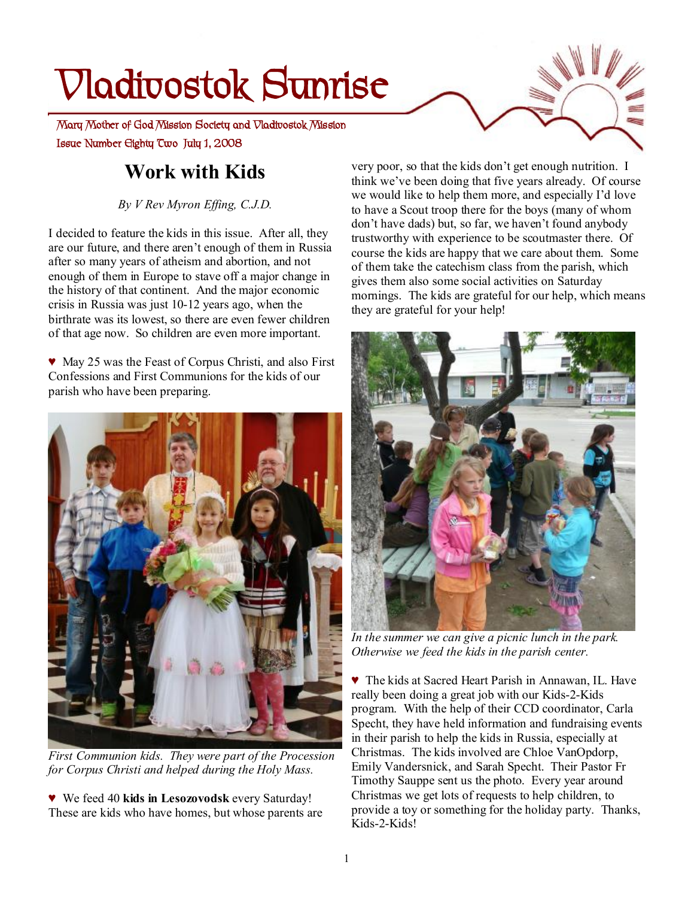# Vladivostok Sunrise

Mary Mother of God Mission Society and Vladivostok Mission

Issue Number Eighty Two July 1, 2008

## Work with Kids

*By V Rev Myron Effing, C.J.D.*

I decided to feature the kids in this issue. After all, they are our future, and there aren't enough of them in Russia after so many years of atheism and abortion, and not enough of them in Europe to stave off a major change in the history of that continent. And the major economic crisis in Russia was just 10-12 years ago, when the birthrate was its lowest, so there are fewer children of that age now. So children are even more important.

♥ May 25 was the Feast of Corpus Christi, and also First Confessions and First Communions for the kids of our parish who have been preparing.

*First Communion kids. They were part of the Procession for Corpus Christi and helped during the Holy Mass.*

♥ We feed 40 **kids in Lesozovodsk** every Saturday! These are kids who have homes, but whose parents are very poor, so that the kids don't get enough nutrition. I think we've been doing that five years already. Of course we would like to help them more, and especially I'd love to have a Scout troop there for the boys (many of whom don't have dads) but, so far, we haven't found anybody trustworthy with experience to be scoutmaster there. Of course the kids are happy that we care about them. Some of them take the catechism class from the parish, which gives them also some social activities on Saturday mornings. The kids are grateful for our help, which means they are grateful for your help!

*In the summer we can give a picnic lunch in the park. Otherwise we feed the kids in the parish center.*

♥ The kids at Sacred Heart Parish in Annawan, IL. Have really been doing a great job with our Kids-2-Kids program. With the help of their CCD coordinator, Carla Specht, they have held information and fundraising events in their parish to help the kids in Russia, especially at Christmas. The kids involved are Chloe VanOpdorp, Emily Vandersnick, and Sarah Specht. Their Pastor Fr Timothy Sauppe sent us the photo. Every year around Christmas we get lots of requests to help children, to provide a toy or something for the holiday party. Thanks, Kids-2-Kids!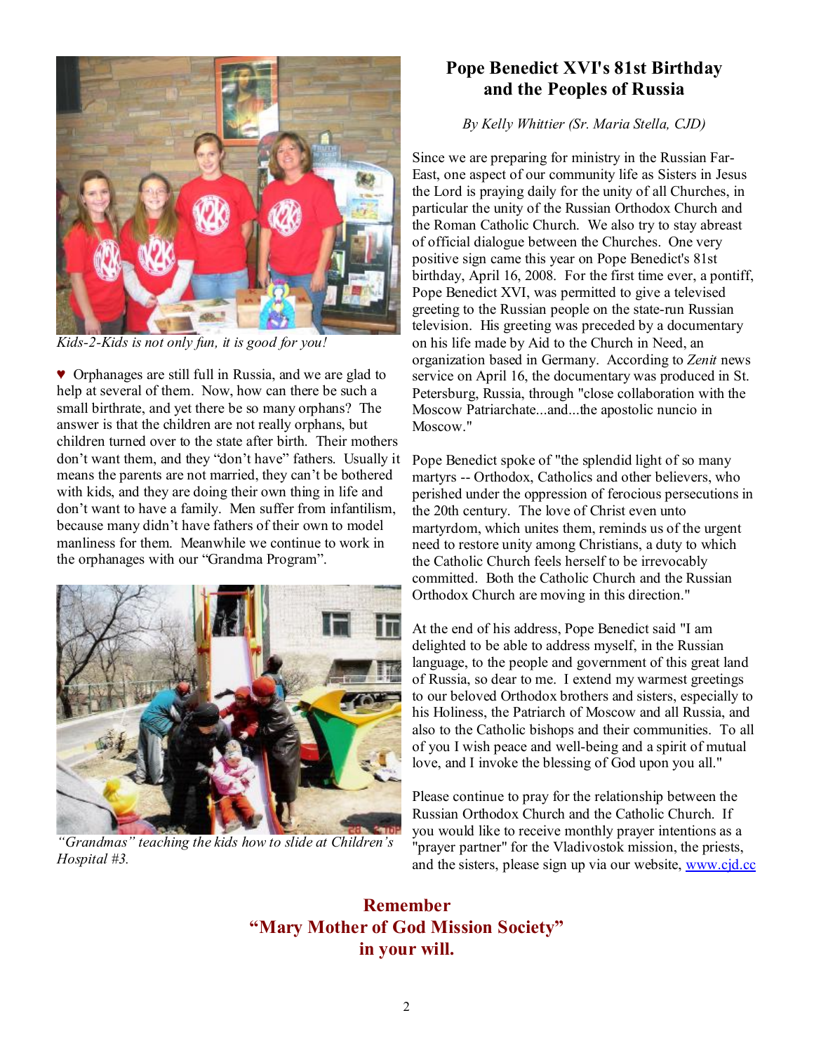*Kids-2-Kids is not only fun, it is good for you!*

♥ Orphanages are still full in Russia, and we are glad to help at several of them. Now, how can there be such a small birthrate, and yet there be so many orphans? The answer is that the children are not really orphans, but children turned over to the state after birth. Their mothers don't want them, and they "don't have" fathers. Usually it means the parents are not married, they can't be bothered with kids, and they are doing their own thing in life and don't want to have a family. Men suffer from infantilism, because many didn't have fathers of their own to model manliness for them. Meanwhile we continue to work in the orphanages with our "Grandma Program".

*"Grandmas" teaching the kids how to slide at Children's Hospital #3.*

## Pope Benedict XVI's 81st Birthday and the Peoples of Russia

*By Kelly Whittier (Sr. Maria Stella, CJD)*

Since we are preparing for ministry in the Russian Far-East, one aspect of our community life as Sisters in Jesus the Lord is praying daily for the unity of all Churches, in particular the unity of the Russian Orthodox Church and the Roman Catholic Church. We also try to stay abreast of official dialogue between the Churches. One very positive sign came this year on Pope Benedict's 81st birthday, April 16, 2008. For the first time ever, a pontiff, Pope Benedict XVI, was permitted to give a televised greeting to the Russian people on the state-run Russian television. His greeting was preceded by a documentary on his life made by Aid to the Church in Need, an organization based in Germany. According to *Zenit* news service on April 16, the documentary was produced in St. Petersburg, Russia, through "close collaboration with the Moscow Patriarchate...and...the apostolic nuncio in Moscow."

Pope Benedict spoke of "the splendid light of so many martyrs -- Orthodox, Catholics and other believers, who perished under the oppression of ferocious persecutions in the 20th century. The love of Christ even unto martyrdom, which unites them, reminds us of the urgent need to restore unity among Christians, a duty to which the Catholic Church feels herself to be irrevocably committed. Both the Catholic Church and the Russian Orthodox Church are moving in this direction."

At the end of his address, Pope Benedict said "I am delighted to be able to address myself, in the Russian language, to the people and government of this great land of Russia, so dear to me. I extend my warmest greetings to our beloved Orthodox brothers and sisters, especially to his Holiness, the Patriarch of Moscow and all Russia, and also to the Catholic bishops and their communities. To all of you I wish peace and well-being and a spirit of mutual love, and I invoke the blessing of God upon you all."

Please continue to pray for the relationship between the Russian Orthodox Church and the Catholic Church. If you would like to receive monthly prayer intentions as a "prayer partner" for the Vladivostok mission, the priests, and the sisters, please sign up via our website, www.cjd.cc

**Remember**
**"Mary Mother of God Mission Society"**
**in your will.**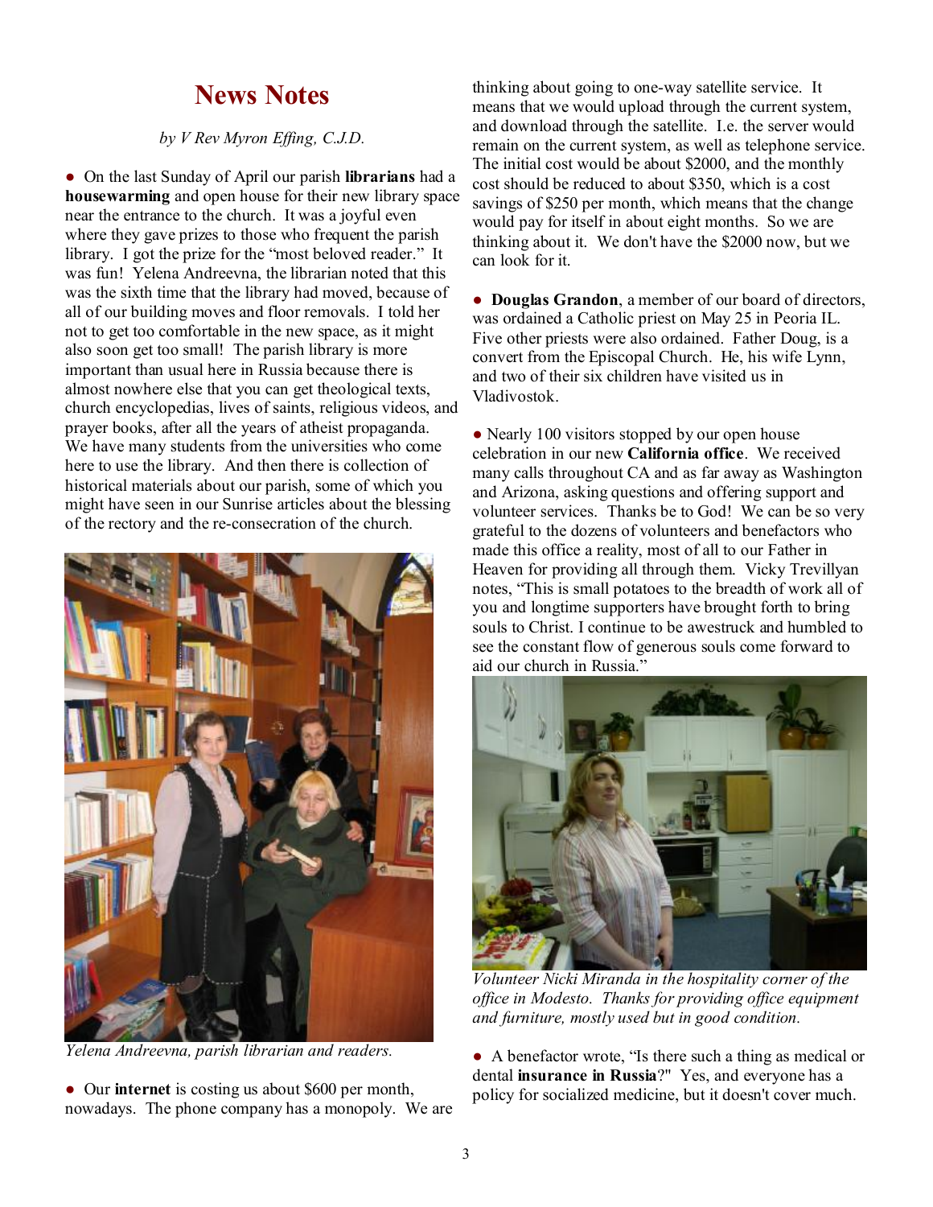# News Notes

*by V Rev Myron Effing, C.J.D.*

● On the last Sunday of April our parish **librarians** had a **housewarming** and open house for their new library space near the entrance to the church. It was a joyful even where they gave prizes to those who frequent the parish library. I got the prize for the "most beloved reader." It was fun! Yelena Andreevna, the librarian noted that this was the sixth time that the library had moved, because of all of our building moves and floor removals. I told her not to get too comfortable in the new space, as it might also soon get too small! The parish library is more important than usual here in Russia because there is almost nowhere else that you can get theological texts, church encyclopedias, lives of saints, religious videos, and prayer books, after all the years of atheist propaganda. We have many students from the universities who come here to use the library. And then there is collection of historical materials about our parish, some of which you might have seen in our Sunrise articles about the blessing of the rectory and the re-consecration of the church.

*Yelena Andreevna, parish librarian and readers.*

● Our **internet** is costing us about $600 per month, nowadays. The phone company has a monopoly. We are thinking about going to one-way satellite service. It means that we would upload through the current system, and download through the satellite. I.e. the server would remain on the current system, as well as telephone service. The initial cost would be about $2000, and the monthly cost should be reduced to about $350, which is a cost savings of $250 per month, which means that the change would pay for itself in about eight months. So we are thinking about it. We don't have the $2000 now, but we can look for it.

● **Douglas Grandon**, a member of our board of directors, was ordained a Catholic priest on May 25 in Peoria IL. Five other priests were also ordained. Father Doug, is a convert from the Episcopal Church. He, his wife Lynn, and two of their six children have visited us in Vladivostok.

● Nearly 100 visitors stopped by our open house celebration in our new **California office**. We received many calls throughout CA and as far away as Washington and Arizona, asking questions and offering support and volunteer services. Thanks be to God! We can be so very grateful to the dozens of volunteers and benefactors who made this office a reality, most of all to our Father in Heaven for providing all through them. Vicky Trevillyan notes, "This is small potatoes to the breadth of work all of you and longtime supporters have brought forth to bring souls to Christ. I continue to be awestruck and humbled to see the constant flow of generous souls come forward to aid our church in Russia."

*Volunteer Nicki Miranda in the hospitality corner of the office in Modesto. Thanks for providing office equipment and furniture, mostly used but in good condition.*

● A benefactor wrote, "Is there such a thing as medical or dental **insurance in Russia**?" Yes, and everyone has a policy for socialized medicine, but it doesn't cover much.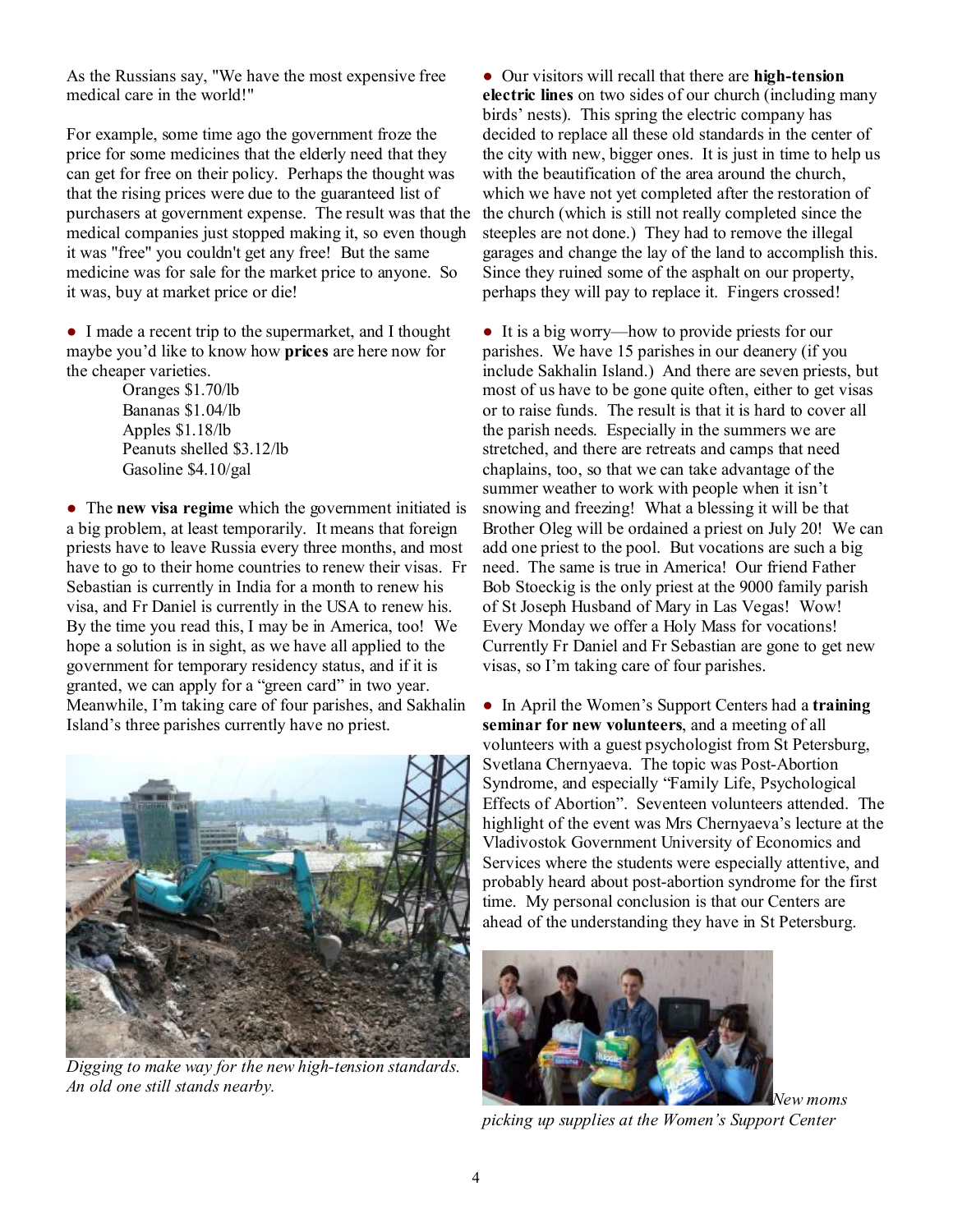As the Russians say, "We have the most expensive free medical care in the world!"

For example, some time ago the government froze the price for some medicines that the elderly need that they can get for free on their policy. Perhaps the thought was that the rising prices were due to the guaranteed list of purchasers at government expense. The result was that the medical companies just stopped making it, so even though it was "free" you couldn't get any free! But the same medicine was for sale for the market price to anyone. So it was, buy at market price or die!

● I made a recent trip to the supermarket, and I thought maybe you'd like to know how **prices** are here now for the cheaper varieties.

Oranges $1.70/lb
Bananas $1.04/lb
Apples $1.18/lb
Peanuts shelled $3.12/lb
Gasoline $4.10/gal

● The **new visa regime** which the government initiated is a big problem, at least temporarily. It means that foreign priests have to leave Russia every three months, and most have to go to their home countries to renew their visas. Fr Sebastian is currently in India for a month to renew his visa, and Fr Daniel is currently in the USA to renew his. By the time you read this, I may be in America, too! We hope a solution is in sight, as we have all applied to the government for temporary residency status, and if it is granted, we can apply for a "green card" in two year. Meanwhile, I'm taking care of four parishes, and Sakhalin Island's three parishes currently have no priest.

*Digging to make way for the new high-tension standards. An old one still stands nearby.*

● Our visitors will recall that there are **high-tension electric lines** on two sides of our church (including many birds' nests). This spring the electric company has decided to replace all these old standards in the center of the city with new, bigger ones. It is just in time to help us with the beautification of the area around the church, which we have not yet completed after the restoration of the church (which is still not really completed since the steeples are not done.) They had to remove the illegal garages and change the lay of the land to accomplish this. Since they ruined some of the asphalt on our property, perhaps they will pay to replace it. Fingers crossed!

● It is a big worry—how to provide priests for our parishes. We have 15 parishes in our deanery (if you include Sakhalin Island.) And there are seven priests, but most of us have to be gone quite often, either to get visas or to raise funds. The result is that it is hard to cover all the parish needs. Especially in the summers we are stretched, and there are retreats and camps that need chaplains, too, so that we can take advantage of the summer weather to work with people when it isn't snowing and freezing! What a blessing it will be that Brother Oleg will be ordained a priest on July 20! We can add one priest to the pool. But vocations are such a big need. The same is true in America! Our friend Father Bob Stoeckig is the only priest at the 9000 family parish of St Joseph Husband of Mary in Las Vegas! Wow! Every Monday we offer a Holy Mass for vocations! Currently Fr Daniel and Fr Sebastian are gone to get new visas, so I'm taking care of four parishes.

● In April the Women's Support Centers had a **training seminar for new volunteers**, and a meeting of all volunteers with a guest psychologist from St Petersburg, Svetlana Chernyaeva. The topic was Post-Abortion Syndrome, and especially "Family Life, Psychological Effects of Abortion". Seventeen volunteers attended. The highlight of the event was Mrs Chernyaeva's lecture at the Vladivostok Government University of Economics and Services where the students were especially attentive, and probably heard about post-abortion syndrome for the first time. My personal conclusion is that our Centers are ahead of the understanding they have in St Petersburg.

*New moms picking up supplies at the Women's Support Center*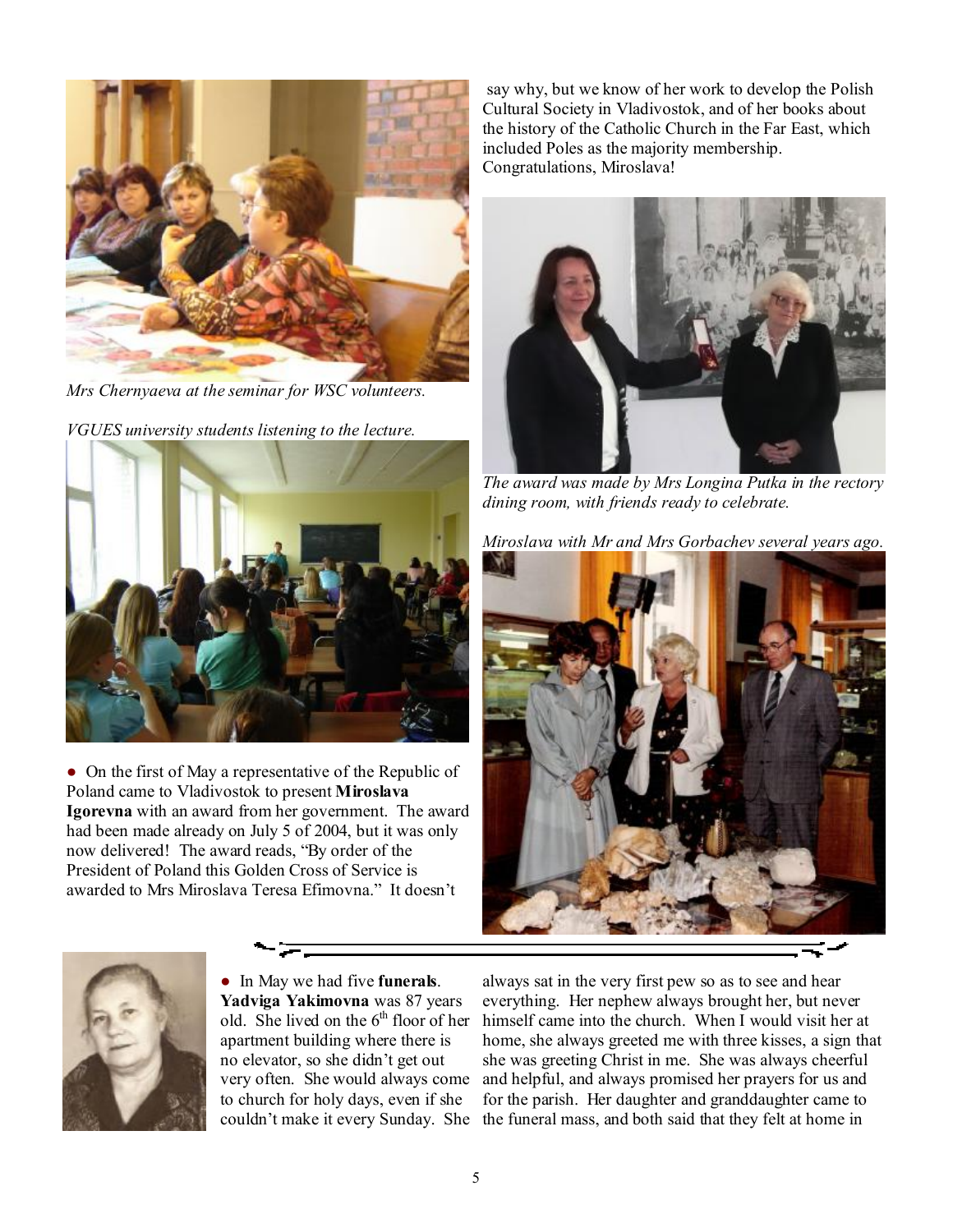*Mrs Chernyaeva at the seminar for WSC volunteers.*

*VGUES university students listening to the lecture.*

● On the first of May a representative of the Republic of Poland came to Vladivostok to present **Miroslava Igorevna** with an award from her government. The award had been made already on July 5 of 2004, but it was only now delivered! The award reads, "By order of the President of Poland this Golden Cross of Service is awarded to Mrs Miroslava Teresa Efimovna." It doesn't say why, but we know of her work to develop the Polish Cultural Society in Vladivostok, and of her books about the history of the Catholic Church in the Far East, which included Poles as the majority membership. Congratulations, Miroslava!

*The award was made by Mrs Longina Putka in the rectory dining room, with friends ready to celebrate.*

*Miroslava with Mr and Mrs Gorbachev several years ago.*

● In May we had five **funerals**. **Yadviga Yakimovna** was 87 years old. She lived on the 6th floor of her apartment building where there is no elevator, so she didn't get out very often. She would always come to church for holy days, even if she couldn't make it every Sunday. She always sat in the very first pew so as to see and hear everything. Her nephew always brought her, but never himself came into the church. When I would visit her at home, she always greeted me with three kisses, a sign that she was greeting Christ in me. She was always cheerful and helpful, and always promised her prayers for us and for the parish. Her daughter and granddaughter came to the funeral mass, and both said that they felt at home in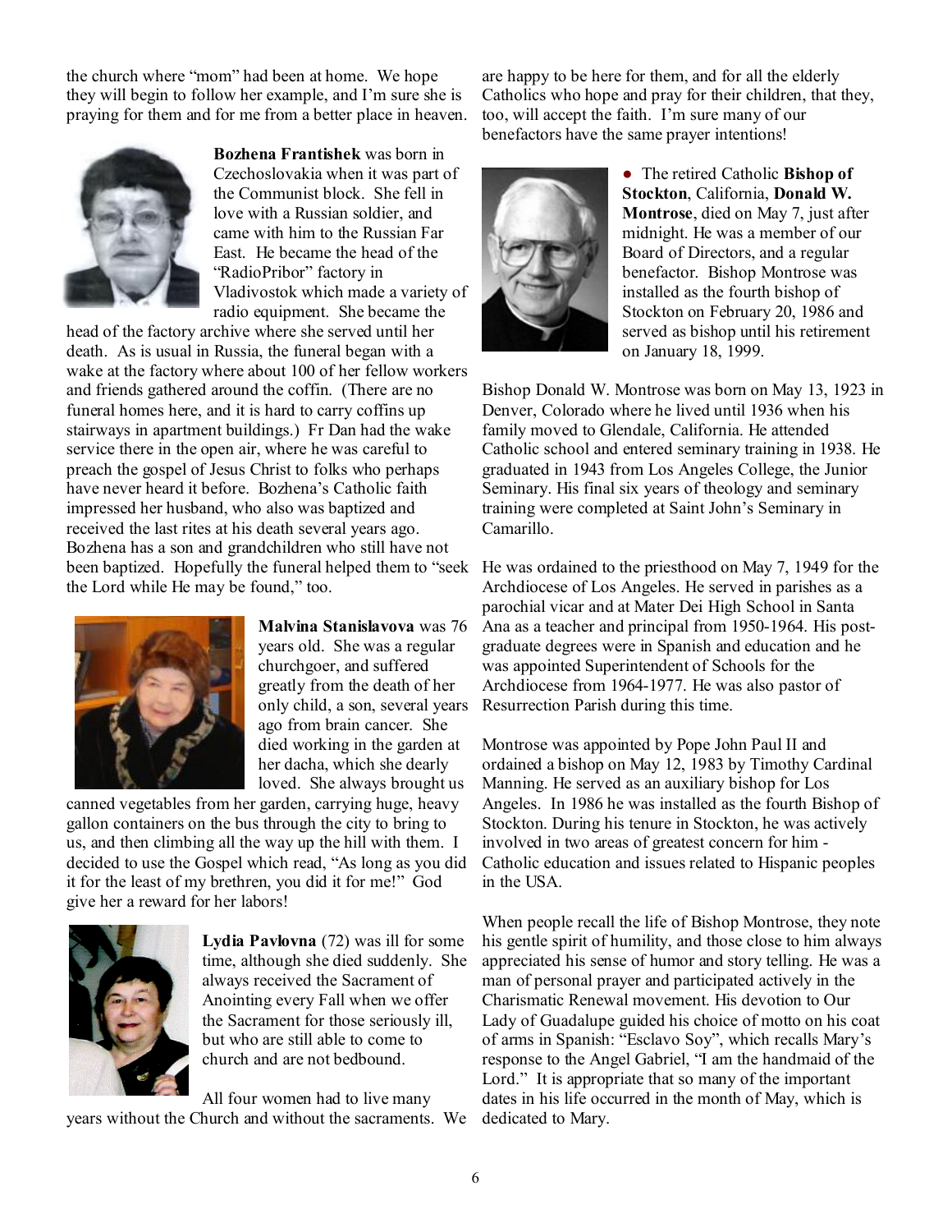the church where "mom" had been at home. We hope they will begin to follow her example, and I'm sure she is praying for them and for me from a better place in heaven.

**Bozhena Frantishek** was born in Czechoslovakia when it was part of the Communist block. She fell in love with a Russian soldier, and came with him to the Russian Far East. He became the head of the "RadioPribor" factory in Vladivostok which made a variety of radio equipment. She became the head of the factory archive where she served until her death. As is usual in Russia, the funeral began with a wake at the factory where about 100 of her fellow workers and friends gathered around the coffin. (There are no funeral homes here, and it is hard to carry coffins up stairways in apartment buildings.) Fr Dan had the wake service there in the open air, where he was careful to preach the gospel of Jesus Christ to folks who perhaps have never heard it before. Bozhena's Catholic faith impressed her husband, who also was baptized and received the last rites at his death several years ago. Bozhena has a son and grandchildren who still have not been baptized. Hopefully the funeral helped them to "seek the Lord while He may be found," too.

**Malvina Stanislavova** was 76 years old. She was a regular churchgoer, and suffered greatly from the death of her only child, a son, several years ago from brain cancer. She died working in the garden at her dacha, which she dearly loved. She always brought us canned vegetables from her garden, carrying huge, heavy gallon containers on the bus through the city to bring to us, and then climbing all the way up the hill with them. I decided to use the Gospel which read, "As long as you did it for the least of my brethren, you did it for me!" God give her a reward for her labors!

**Lydia Pavlovna** (72) was ill for some time, although she died suddenly. She always received the Sacrament of Anointing every Fall when we offer the Sacrament for those seriously ill, but who are still able to come to church and are not bedbound.

All four women had to live many years without the Church and without the sacraments. We are happy to be here for them, and for all the elderly Catholics who hope and pray for their children, that they, too, will accept the faith. I'm sure many of our benefactors have the same prayer intentions!

● The retired Catholic **Bishop of Stockton**, California, **Donald W. Montrose**, died on May 7, just after midnight. He was a member of our Board of Directors, and a regular benefactor. Bishop Montrose was installed as the fourth bishop of Stockton on February 20, 1986 and served as bishop until his retirement on January 18, 1999.

Bishop Donald W. Montrose was born on May 13, 1923 in Denver, Colorado where he lived until 1936 when his family moved to Glendale, California. He attended Catholic school and entered seminary training in 1938. He graduated in 1943 from Los Angeles College, the Junior Seminary. His final six years of theology and seminary training were completed at Saint John's Seminary in Camarillo.

He was ordained to the priesthood on May 7, 1949 for the Archdiocese of Los Angeles. He served in parishes as a parochial vicar and at Mater Dei High School in Santa Ana as a teacher and principal from 1950-1964. His post-graduate degrees were in Spanish and education and he was appointed Superintendent of Schools for the Archdiocese from 1964-1977. He was also pastor of Resurrection Parish during this time.

Montrose was appointed by Pope John Paul II and ordained a bishop on May 12, 1983 by Timothy Cardinal Manning. He served as an auxiliary bishop for Los Angeles. In 1986 he was installed as the fourth Bishop of Stockton. During his tenure in Stockton, he was actively involved in two areas of greatest concern for him - Catholic education and issues related to Hispanic peoples in the USA.

When people recall the life of Bishop Montrose, they note his gentle spirit of humility, and those close to him always appreciated his sense of humor and story telling. He was a man of personal prayer and participated actively in the Charismatic Renewal movement. His devotion to Our Lady of Guadalupe guided his choice of motto on his coat of arms in Spanish: "Esclavo Soy", which recalls Mary's response to the Angel Gabriel, "I am the handmaid of the Lord." It is appropriate that so many of the important dates in his life occurred in the month of May, which is dedicated to Mary.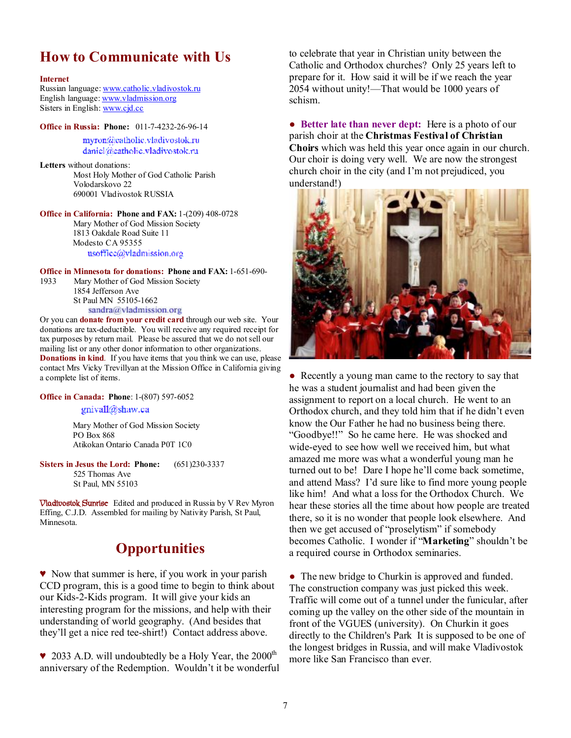## How to Communicate with Us

**Internet**
Russian language: www.catholic.vladivostok.ru
English language: www.vladmission.org
Sisters in English: www.cjd.cc

**Office in Russia: Phone:** 011-7-4232-26-96-14

myron@catholic.vladivostok.ru
daniel@catholic.vladivostok.ru

**Letters** without donations:
Most Holy Mother of God Catholic Parish
Volodarskovo 22
690001 Vladivostok RUSSIA

**Office in California: Phone and FAX:** 1-(209) 408-0728
Mary Mother of God Mission Society
1813 Oakdale Road Suite 11
Modesto CA 95355
usoffice@vladmission.org

**Office in Minnesota for donations: Phone and FAX:** 1-651-690-1933
Mary Mother of God Mission Society
1854 Jefferson Ave
St Paul MN 55105-1662
sandra@vladmission.org

Or you can **donate from your credit card** through our web site. Your donations are tax-deductible. You will receive any required receipt for tax purposes by return mail. Please be assured that we do not sell our mailing list or any other donor information to other organizations. **Donations in kind**. If you have items that you think we can use, please contact Mrs Vicky Trevillyan at the Mission Office in California giving a complete list of items.

**Office in Canada: Phone**: 1-(807) 597-6052
gnivall@shaw.ca

Mary Mother of God Mission Society
PO Box 868
Atikokan Ontario Canada P0T 1C0

**Sisters in Jesus the Lord: Phone:** (651)230-3337
525 Thomas Ave
St Paul, MN 55103

*Vladivostok Sunrise* Edited and produced in Russia by V Rev Myron Effing, C.J.D. Assembled for mailing by Nativity Parish, St Paul, Minnesota.

## Opportunities

♥ Now that summer is here, if you work in your parish CCD program, this is a good time to begin to think about our Kids-2-Kids program. It will give your kids an interesting program for the missions, and help with their understanding of world geography. (And besides that they'll get a nice red tee-shirt!) Contact address above.

♥ 2033 A.D. will undoubtedly be a Holy Year, the 2000th anniversary of the Redemption. Wouldn't it be wonderful to celebrate that year in Christian unity between the Catholic and Orthodox churches? Only 25 years left to prepare for it. How said it will be if we reach the year 2054 without unity!—That would be 1000 years of schism.

● **Better late than never dept:** Here is a photo of our parish choir at the **Christmas Festival of Christian Choirs** which was held this year once again in our church. Our choir is doing very well. We are now the strongest church choir in the city (and I'm not prejudiced, you understand!)

● Recently a young man came to the rectory to say that he was a student journalist and had been given the assignment to report on a local church. He went to an Orthodox church, and they told him that if he didn't even know the Our Father he had no business being there. "Goodbye!!" So he came here. He was shocked and wide-eyed to see how well we received him, but what amazed me more was what a wonderful young man he turned out to be! Dare I hope he'll come back sometime, and attend Mass? I'd sure like to find more young people like him! And what a loss for the Orthodox Church. We hear these stories all the time about how people are treated there, so it is no wonder that people look elsewhere. And then we get accused of "proselytism" if somebody becomes Catholic. I wonder if "**Marketing**" shouldn't be a required course in Orthodox seminaries.

● The new bridge to Churkin is approved and funded. The construction company was just picked this week. Traffic will come out of a tunnel under the funicular, after coming up the valley on the other side of the mountain in front of the VGUES (university). On Churkin it goes directly to the Children's Park It is supposed to be one of the longest bridges in Russia, and will make Vladivostok more like San Francisco than ever.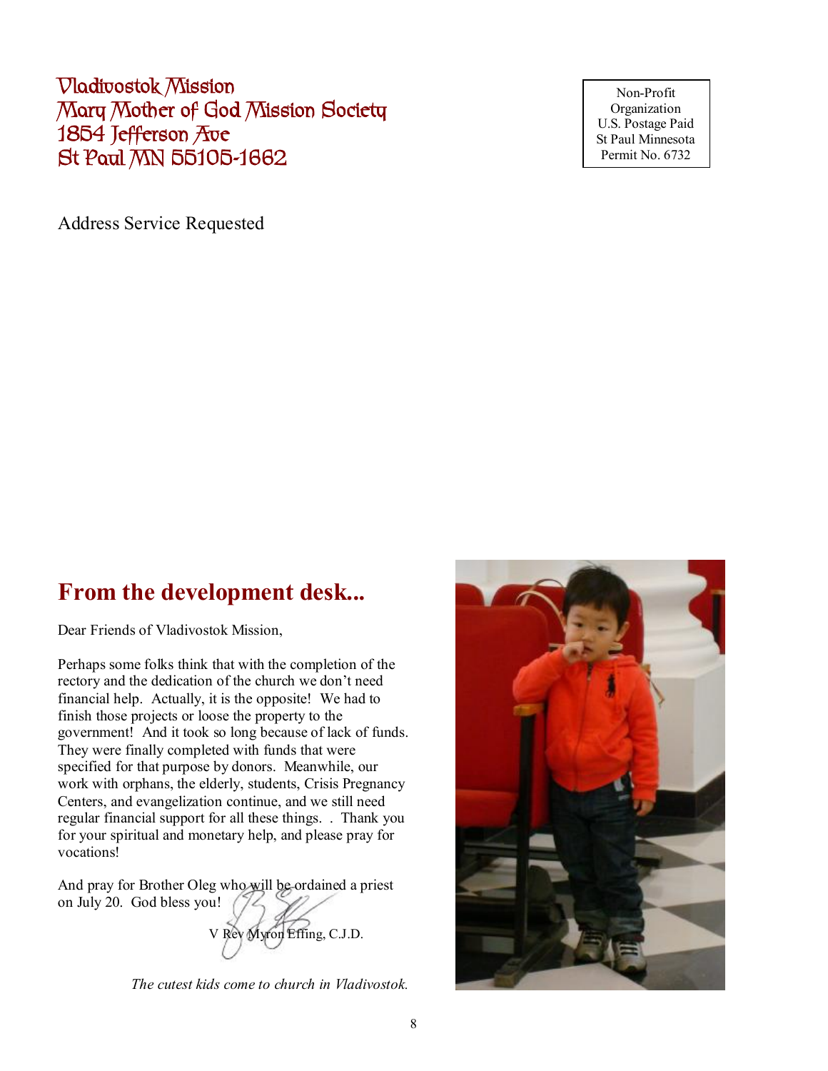Vladivostok Mission
Mary Mother of God Mission Society
1854 Jefferson Ave
St Paul MN 55105-1662

Non-Profit Organization
U.S. Postage Paid
St Paul Minnesota
Permit No. 6732

Address Service Requested

## From the development desk...

Dear Friends of Vladivostok Mission,

Perhaps some folks think that with the completion of the rectory and the dedication of the church we don't need financial help. Actually, it is the opposite! We had to finish those projects or loose the property to the government! And it took so long because of lack of funds. They were finally completed with funds that were specified for that purpose by donors. Meanwhile, our work with orphans, the elderly, students, Crisis Pregnancy Centers, and evangelization continue, and we still need regular financial support for all these things. . Thank you for your spiritual and monetary help, and please pray for vocations!

And pray for Brother Oleg who will be ordained a priest on July 20. God bless you!

V Rev Myron Effing, C.J.D.

*The cutest kids come to church in Vladivostok.*